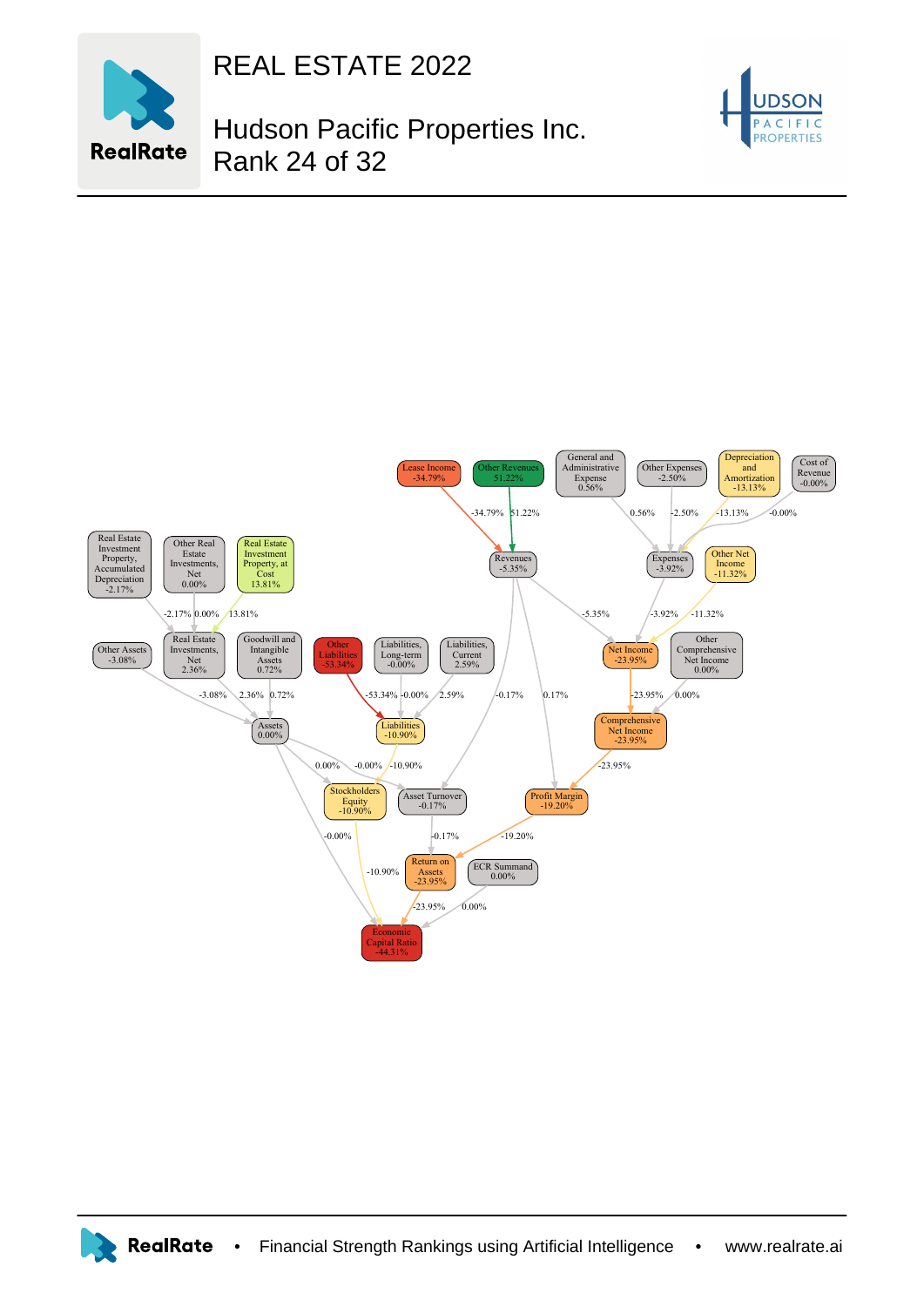# REAL ESTATE 2022

## Hudson Pacific Properties Inc.
## Rank 24 of 32

Lease Income -34.79%

Other Revenues 51.22%

General and Administrative Expense 0.56%

Other Expenses -2.50%

Depreciation and Amortization -13.13%

Cost of Revenue -0.00%

Revenues -5.35%

Expenses -3.92%

Other Net Income -11.32%

Real Estate Investment Property, Accumulated Depreciation -2.17%

Other Real Estate Investments, Net 0.00%

Real Estate Investment Property, at Cost 13.81%

Other Assets -3.08%

Real Estate Investments, Net 2.36%

Goodwill and Intangible Assets 0.72%

Other Liabilities -53.34%

Liabilities, Long-term -0.00%

Liabilities, Current 2.59%

Net Income -23.95%

Other Comprehensive Net Income 0.00%

Assets 0.00%

Liabilities -10.90%

Comprehensive Net Income -23.95%

Stockholders Equity -10.90%

Asset Turnover -0.17%

Profit Margin -19.20%

Return on Assets -23.95%

ECR Summand 0.00%

Economic Capital Ratio -44.31%

RealRate • Financial Strength Rankings using Artificial Intelligence • www.realrate.ai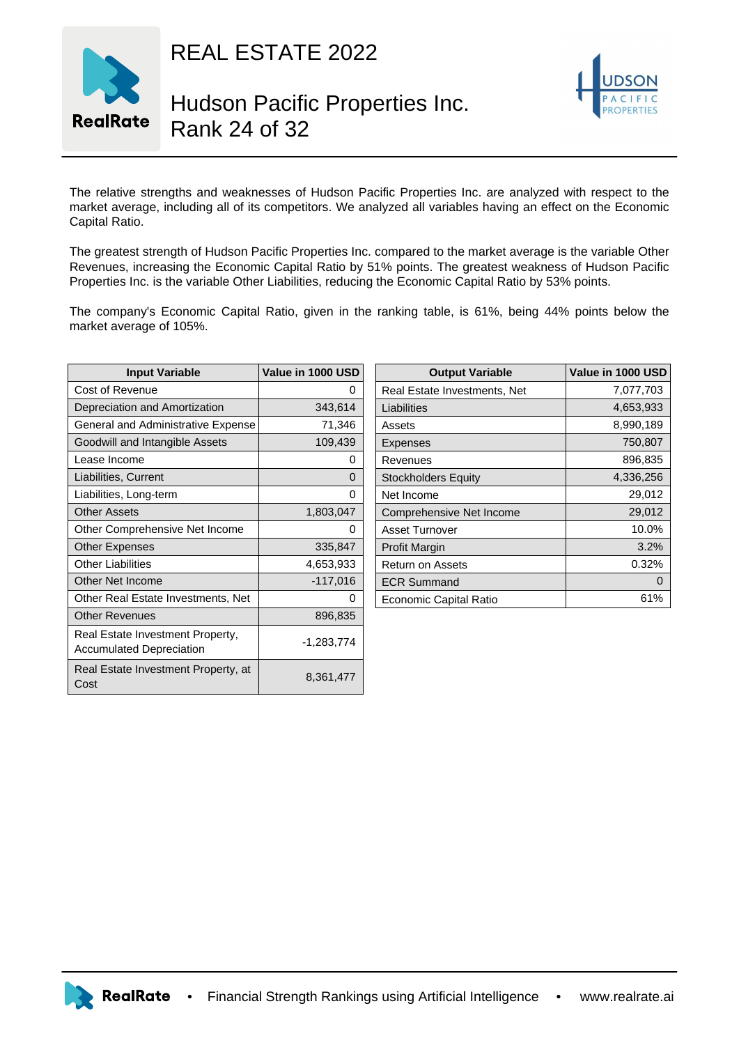# REAL ESTATE 2022

# Hudson Pacific Properties Inc.
Rank 24 of 32

The relative strengths and weaknesses of Hudson Pacific Properties Inc. are analyzed with respect to the market average, including all of its competitors. We analyzed all variables having an effect on the Economic Capital Ratio.

The greatest strength of Hudson Pacific Properties Inc. compared to the market average is the variable Other Revenues, increasing the Economic Capital Ratio by 51% points. The greatest weakness of Hudson Pacific Properties Inc. is the variable Other Liabilities, reducing the Economic Capital Ratio by 53% points.

The company's Economic Capital Ratio, given in the ranking table, is 61%, being 44% points below the market average of 105%.

| Input Variable | Value in 1000 USD |
|---|---|
| Cost of Revenue | 0 |
| Depreciation and Amortization | 343,614 |
| General and Administrative Expense | 71,346 |
| Goodwill and Intangible Assets | 109,439 |
| Lease Income | 0 |
| Liabilities, Current | 0 |
| Liabilities, Long-term | 0 |
| Other Assets | 1,803,047 |
| Other Comprehensive Net Income | 0 |
| Other Expenses | 335,847 |
| Other Liabilities | 4,653,933 |
| Other Net Income | -117,016 |
| Other Real Estate Investments, Net | 0 |
| Other Revenues | 896,835 |
| Real Estate Investment Property, Accumulated Depreciation | -1,283,774 |
| Real Estate Investment Property, at Cost | 8,361,477 |

| Output Variable | Value in 1000 USD |
|---|---|
| Real Estate Investments, Net | 7,077,703 |
| Liabilities | 4,653,933 |
| Assets | 8,990,189 |
| Expenses | 750,807 |
| Revenues | 896,835 |
| Stockholders Equity | 4,336,256 |
| Net Income | 29,012 |
| Comprehensive Net Income | 29,012 |
| Asset Turnover | 10.0% |
| Profit Margin | 3.2% |
| Return on Assets | 0.32% |
| ECR Summand | 0 |
| Economic Capital Ratio | 61% |